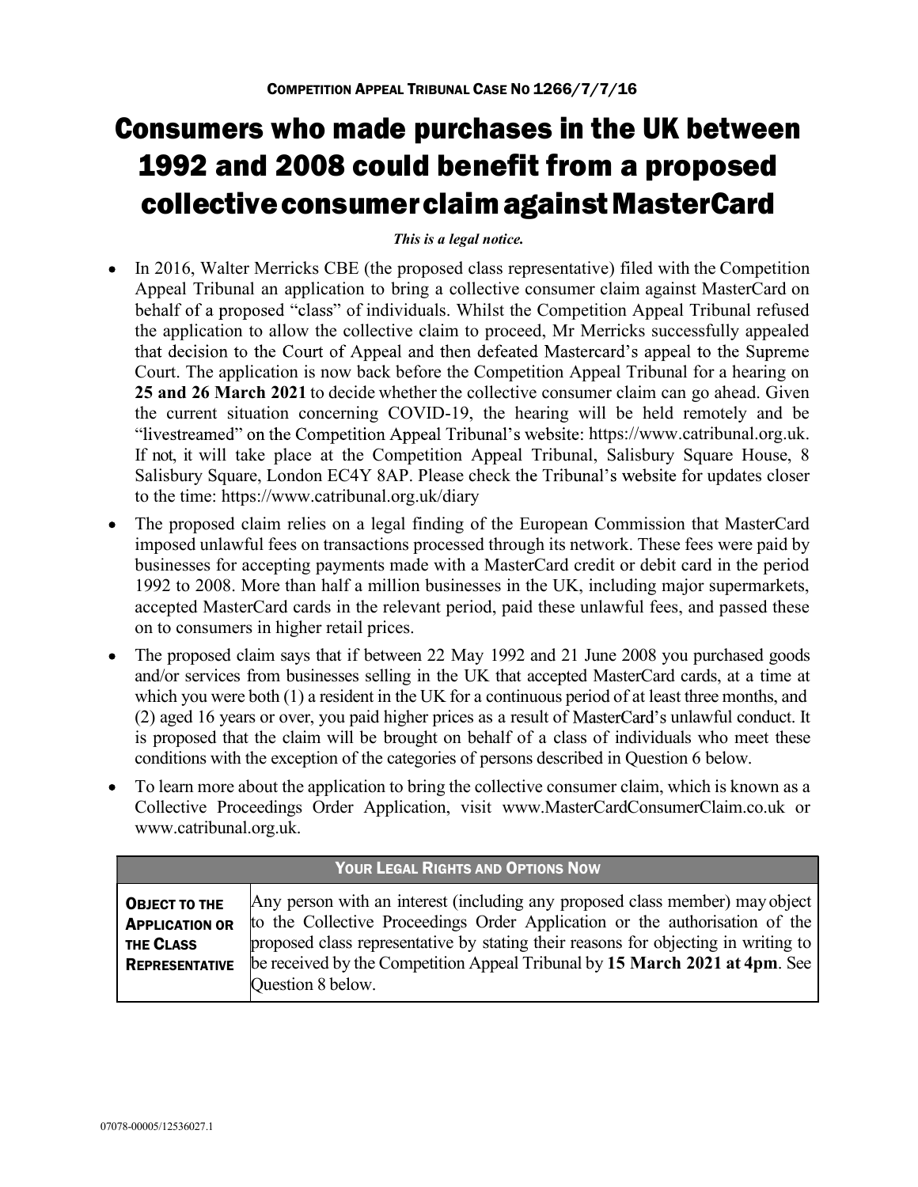COMPETITION APPEAL TRIBUNAL CASE NO 1266/7/7/16

# Consumers who made purchases in the UK between 1992 and 2008 could benefit from a proposed collective consumer claim against MasterCard

***This is a legal notice.***

- In 2016, Walter Merricks CBE (the proposed class representative) filed with the Competition Appeal Tribunal an application to bring a collective consumer claim against MasterCard on behalf of a proposed "class" of individuals. Whilst the Competition Appeal Tribunal refused the application to allow the collective claim to proceed, Mr Merricks successfully appealed that decision to the Court of Appeal and then defeated Mastercard's appeal to the Supreme Court. The application is now back before the Competition Appeal Tribunal for a hearing on **25 and 26 March 2021** to decide whether the collective consumer claim can go ahead. Given the current situation concerning COVID-19, the hearing will be held remotely and be "livestreamed" on the Competition Appeal Tribunal's website: https://www.catribunal.org.uk. If not, it will take place at the Competition Appeal Tribunal, Salisbury Square House, 8 Salisbury Square, London EC4Y 8AP. Please check the Tribunal's website for updates closer to the time: https://www.catribunal.org.uk/diary
- The proposed claim relies on a legal finding of the European Commission that MasterCard imposed unlawful fees on transactions processed through its network. These fees were paid by businesses for accepting payments made with a MasterCard credit or debit card in the period 1992 to 2008. More than half a million businesses in the UK, including major supermarkets, accepted MasterCard cards in the relevant period, paid these unlawful fees, and passed these on to consumers in higher retail prices.
- The proposed claim says that if between 22 May 1992 and 21 June 2008 you purchased goods and/or services from businesses selling in the UK that accepted MasterCard cards, at a time at which you were both (1) a resident in the UK for a continuous period of at least three months, and (2) aged 16 years or over, you paid higher prices as a result of MasterCard's unlawful conduct. It is proposed that the claim will be brought on behalf of a class of individuals who meet these conditions with the exception of the categories of persons described in Question 6 below.
- To learn more about the application to bring the collective consumer claim, which is known as a Collective Proceedings Order Application, visit www.MasterCardConsumerClaim.co.uk or www.catribunal.org.uk.

| YOUR LEGAL RIGHTS AND OPTIONS NOW | |
|---|---|
| **OBJECT TO THE APPLICATION OR THE CLASS REPRESENTATIVE** | Any person with an interest (including any proposed class member) may object to the Collective Proceedings Order Application or the authorisation of the proposed class representative by stating their reasons for objecting in writing to be received by the Competition Appeal Tribunal by **15 March 2021 at 4pm**. See Question 8 below. |

07078-00005/12536027.1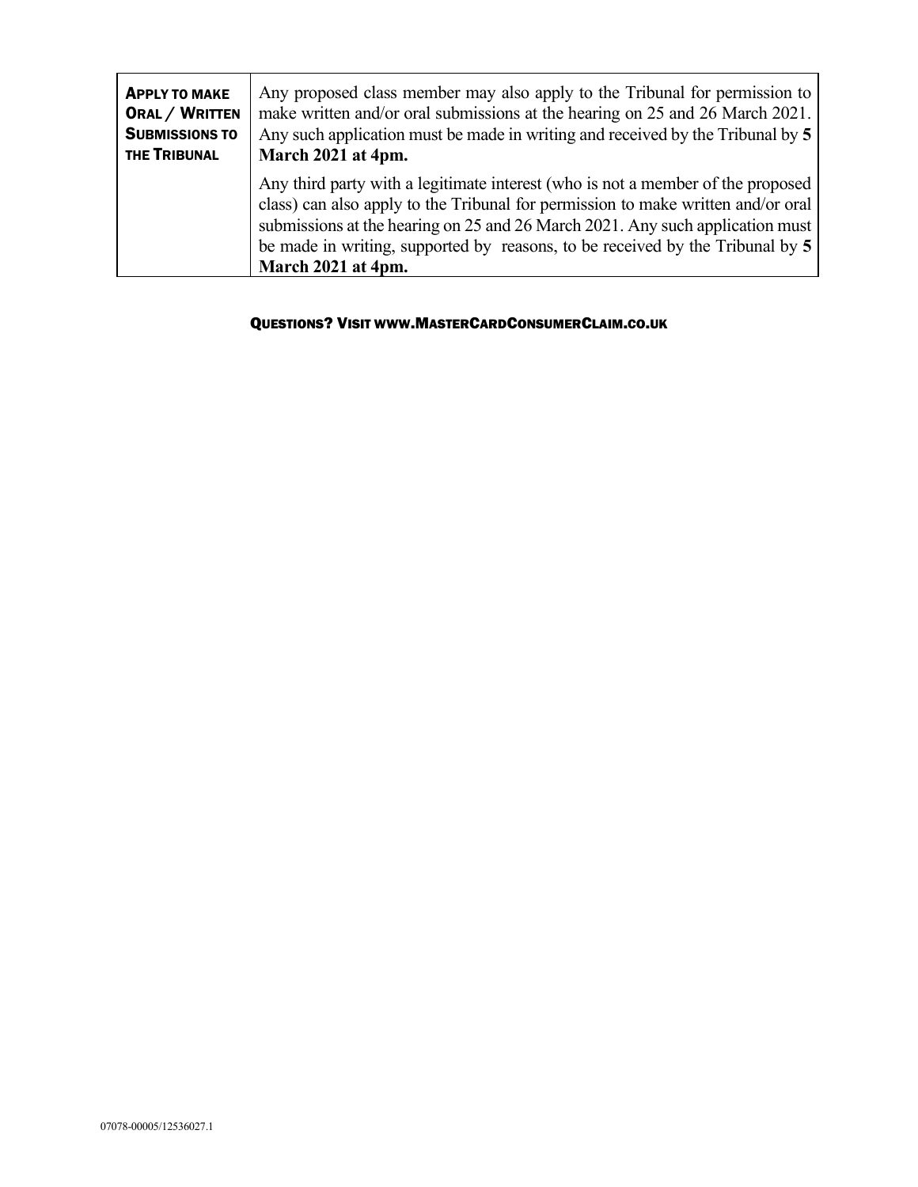| | |
|---|---|
| **APPLY TO MAKE ORAL / WRITTEN SUBMISSIONS TO THE TRIBUNAL** | Any proposed class member may also apply to the Tribunal for permission to make written and/or oral submissions at the hearing on 25 and 26 March 2021. Any such application must be made in writing and received by the Tribunal by **5 March 2021 at 4pm.**<br><br>Any third party with a legitimate interest (who is not a member of the proposed class) can also apply to the Tribunal for permission to make written and/or oral submissions at the hearing on 25 and 26 March 2021. Any such application must be made in writing, supported by reasons, to be received by the Tribunal by **5 March 2021 at 4pm.** |

**QUESTIONS? VISIT WWW.MASTERCARDCONSUMERCLAIM.CO.UK**

07078-00005/12536027.1